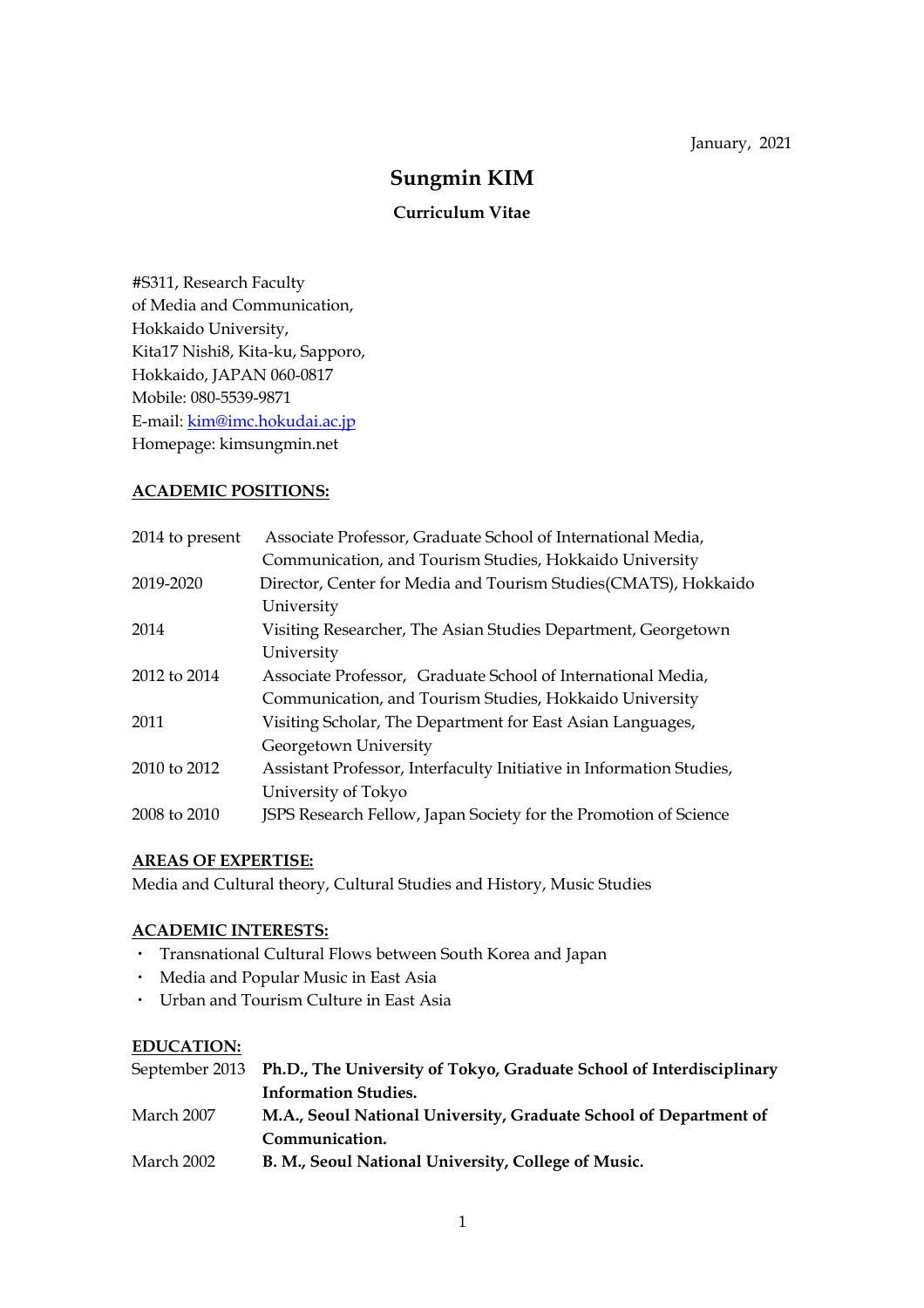January, 2021

# Sungmin KIM

## Curriculum Vitae

#S311, Research Faculty
of Media and Communication,
Hokkaido University,
Kita17 Nishi8, Kita-ku, Sapporo,
Hokkaido, JAPAN 060-0817
Mobile: 080-5539-9871
E-mail: kim@imc.hokudai.ac.jp
Homepage: kimsungmin.net

### ACADEMIC POSITIONS:

| | |
|---|---|
| 2014 to present | Associate Professor, Graduate School of International Media, Communication, and Tourism Studies, Hokkaido University |
| 2019-2020 | Director, Center for Media and Tourism Studies(CMATS), Hokkaido University |
| 2014 | Visiting Researcher, The Asian Studies Department, Georgetown University |
| 2012 to 2014 | Associate Professor, Graduate School of International Media, Communication, and Tourism Studies, Hokkaido University |
| 2011 | Visiting Scholar, The Department for East Asian Languages, Georgetown University |
| 2010 to 2012 | Assistant Professor, Interfaculty Initiative in Information Studies, University of Tokyo |
| 2008 to 2010 | JSPS Research Fellow, Japan Society for the Promotion of Science |

### AREAS OF EXPERTISE:

Media and Cultural theory, Cultural Studies and History, Music Studies

### ACADEMIC INTERESTS:

- Transnational Cultural Flows between South Korea and Japan
- Media and Popular Music in East Asia
- Urban and Tourism Culture in East Asia

### EDUCATION:

| | |
|---|---|
| September 2013 | **Ph.D., The University of Tokyo, Graduate School of Interdisciplinary Information Studies.** |
| March 2007 | **M.A., Seoul National University, Graduate School of Department of Communication.** |
| March 2002 | **B. M., Seoul National University, College of Music.** |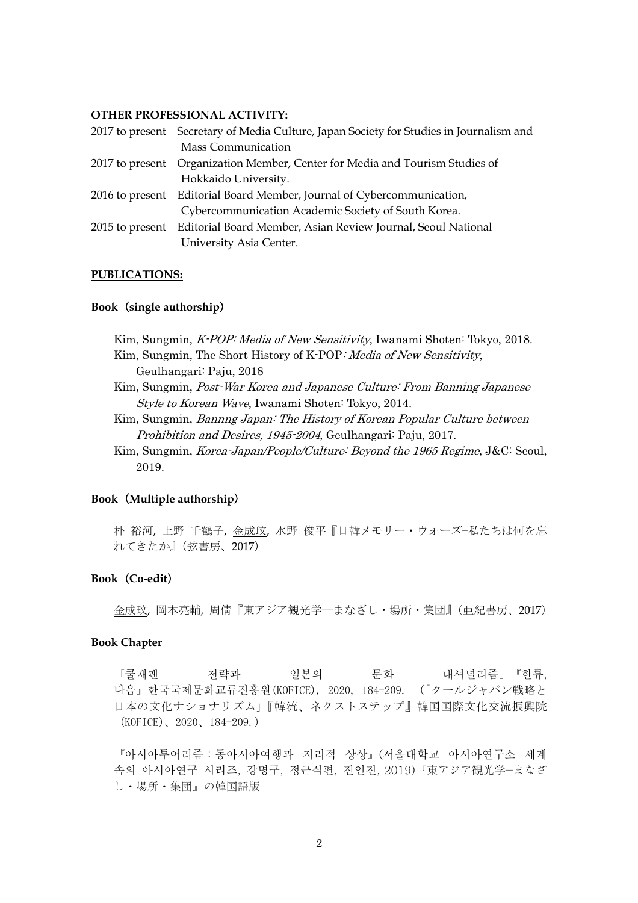**OTHER PROFESSIONAL ACTIVITY:**

2017 to present Secretary of Media Culture, Japan Society for Studies in Journalism and Mass Communication

2017 to present Organization Member, Center for Media and Tourism Studies of Hokkaido University.

2016 to present Editorial Board Member, Journal of Cybercommunication, Cybercommunication Academic Society of South Korea.

2015 to present Editorial Board Member, Asian Review Journal, Seoul National University Asia Center.

**PUBLICATIONS:**

**Book（single authorship）**

Kim, Sungmin, *K-POP: Media of New Sensitivity*, Iwanami Shoten: Tokyo, 2018.

Kim, Sungmin, The Short History of K-POP*: Media of New Sensitivity*, Geulhangari: Paju, 2018

Kim, Sungmin, *Post-War Korea and Japanese Culture: From Banning Japanese Style to Korean Wave*, Iwanami Shoten: Tokyo, 2014.

Kim, Sungmin, *Bannng Japan: The History of Korean Popular Culture between Prohibition and Desires, 1945-2004*, Geulhangari: Paju, 2017.

Kim, Sungmin, *Korea-Japan/People/Culture: Beyond the 1965 Regime*, J&C: Seoul, 2019.

**Book（Multiple authorship）**

朴 裕河, 上野 千鶴子, 金成玟, 水野 俊平『日韓メモリー・ウォーズ−私たちは何を忘れてきたか』(弦書房、2017)

**Book（Co-edit）**

金成玟, 岡本亮輔, 周倩『東アジア観光学—まなざし・場所・集団』(亜紀書房、2017)

**Book Chapter**

「쿨재팬 전략과 일본의 문화 내셔널리즘」『한류, 다음』한국국제문화교류진흥원(KOFICE), 2020, 184-209. (「クールジャパン戦略と日本の文化ナショナリズム」『韓流、ネクストステップ』韓国国際文化交流振興院(KOFICE)、2020、184-209.)

『아시아투어리즘 : 동아시아여행과 지리적 상상』(서울대학교 아시아연구소 세계 속의 아시아연구 시리즈, 강명구, 정근식편, 진인진, 2019)『東アジア観光学—まなざし・場所・集団』の韓国語版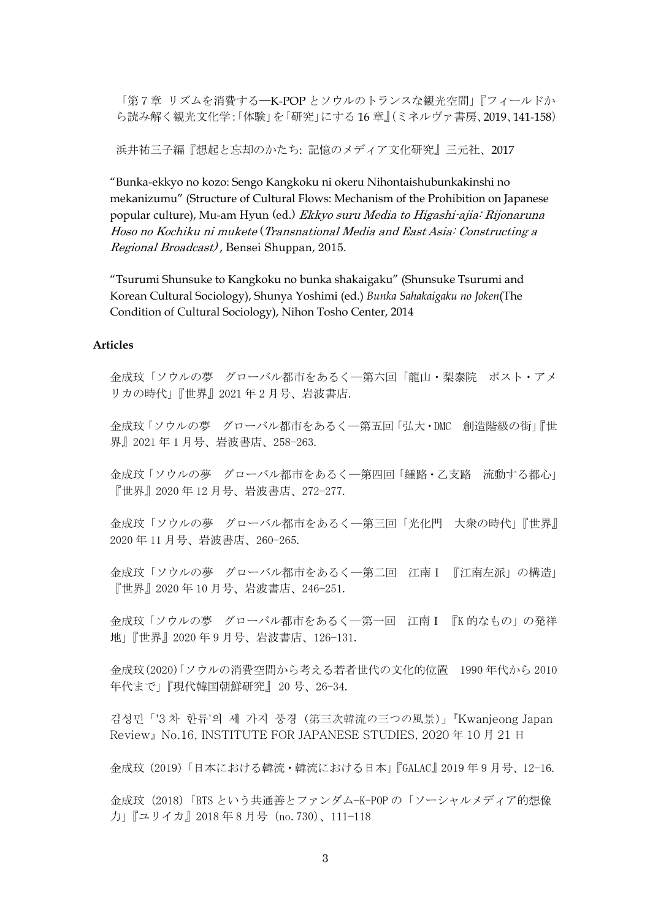「第７章 リズムを消費する―K-POP とソウルのトランスな観光空間」『フィールドから読み解く観光文化学：「体験」を「研究」にする 16 章』（ミネルヴァ書房、2019、141-158）

浜井祐三子編『想起と忘却のかたち: 記憶のメディア文化研究』三元社、2017

"Bunka-ekkyo no kozo: Sengo Kangkoku ni okeru Nihontaishubunkakinshi no mekanizumu" (Structure of Cultural Flows: Mechanism of the Prohibition on Japanese popular culture), Mu-am Hyun (ed.) *Ekkyo suru Media to Higashi-ajia: Rijonaruna Hoso no Kochiku ni mukete* (*Transnational Media and East Asia: Constructing a Regional Broadcast*), Bensei Shuppan, 2015.

"Tsurumi Shunsuke to Kangkoku no bunka shakaigaku" (Shunsuke Tsurumi and Korean Cultural Sociology), Shunya Yoshimi (ed.) *Bunka Sahakaigaku no Joken*(The Condition of Cultural Sociology), Nihon Tosho Center, 2014

**Articles**

金成玟「ソウルの夢　グローバル都市をあるく―第六回「龍山・梨泰院　ポスト・アメリカの時代」『世界』2021 年 2 月号、岩波書店.

金成玟「ソウルの夢　グローバル都市をあるく―第五回「弘大・DMC　創造階級の街」『世界』2021 年 1 月号、岩波書店、258-263.

金成玟「ソウルの夢　グローバル都市をあるく―第四回「鍾路・乙支路　流動する都心」『世界』2020 年 12 月号、岩波書店、272-277.

金成玟「ソウルの夢　グローバル都市をあるく―第三回「光化門　大衆の時代」『世界』2020 年 11 月号、岩波書店、260-265.

金成玟「ソウルの夢　グローバル都市をあるく―第二回　江南Ⅰ　『江南左派」の構造」『世界』2020 年 10 月号、岩波書店、246-251.

金成玟「ソウルの夢　グローバル都市をあるく―第一回　江南Ⅰ　『K 的なもの」の発祥地」『世界』2020 年 9 月号、岩波書店、126-131.

金成玟(2020)「ソウルの消費空間から考える若者世代の文化的位置　1990 年代から 2010 年代まで」『現代韓国朝鮮研究』 20 号、26-34.

김성민「'3 차 한류'의 세 가지 풍경（第三次韓流の三つの風景）」『Kwanjeong Japan Review』No.16, INSTITUTE FOR JAPANESE STUDIES, 2020 年 10 月 21 日

金成玟（2019）「日本における韓流・韓流における日本」『GALAC』2019 年 9 月号、12-16.

金成玟（2018）「BTS という共通善とファンダム-K-POP の「ソーシャルメディア的想像力」『ユリイカ』2018 年 8 月号（no.730）、111-118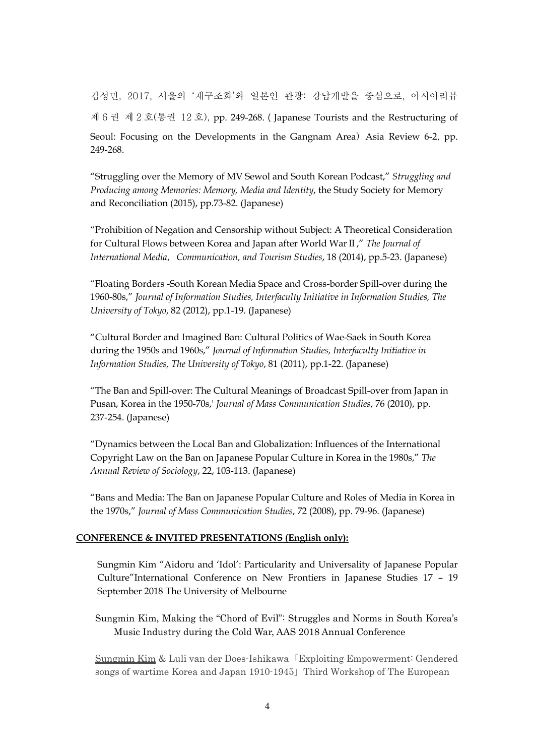김성민, 2017, 서울의 '재구조화'와 일본인 관광: 강남개발을 중심으로, 아시아리뷰 제 6 권 제 2 호(통권 12 호), pp. 249-268. ( Japanese Tourists and the Restructuring of Seoul: Focusing on the Developments in the Gangnam Area) Asia Review 6-2, pp. 249-268.

"Struggling over the Memory of MV Sewol and South Korean Podcast," *Struggling and Producing among Memories: Memory, Media and Identity*, the Study Society for Memory and Reconciliation (2015), pp.73-82. (Japanese)

"Prohibition of Negation and Censorship without Subject: A Theoretical Consideration for Cultural Flows between Korea and Japan after World War II," *The Journal of International Media, Communication, and Tourism Studies*, 18 (2014), pp.5-23. (Japanese)

"Floating Borders -South Korean Media Space and Cross-border Spill-over during the 1960-80s," *Journal of Information Studies, Interfaculty Initiative in Information Studies, The University of Tokyo*, 82 (2012), pp.1-19. (Japanese)

"Cultural Border and Imagined Ban: Cultural Politics of Wae-Saek in South Korea during the 1950s and 1960s," *Journal of Information Studies, Interfaculty Initiative in Information Studies, The University of Tokyo*, 81 (2011), pp.1-22. (Japanese)

"The Ban and Spill-over: The Cultural Meanings of Broadcast Spill-over from Japan in Pusan, Korea in the 1950-70s,' *Journal of Mass Communication Studies*, 76 (2010), pp. 237-254. (Japanese)

"Dynamics between the Local Ban and Globalization: Influences of the International Copyright Law on the Ban on Japanese Popular Culture in Korea in the 1980s," *The Annual Review of Sociology*, 22, 103-113. (Japanese)

"Bans and Media: The Ban on Japanese Popular Culture and Roles of Media in Korea in the 1970s," *Journal of Mass Communication Studies*, 72 (2008), pp. 79-96. (Japanese)

**CONFERENCE & INVITED PRESENTATIONS (English only):**

Sungmin Kim "Aidoru and 'Idol': Particularity and Universality of Japanese Popular Culture"International Conference on New Frontiers in Japanese Studies 17 – 19 September 2018 The University of Melbourne

Sungmin Kim, Making the "Chord of Evil": Struggles and Norms in South Korea's Music Industry during the Cold War, AAS 2018 Annual Conference

Sungmin Kim & Luli van der Does-Ishikawa「Exploiting Empowerment: Gendered songs of wartime Korea and Japan 1910-1945」Third Workshop of The European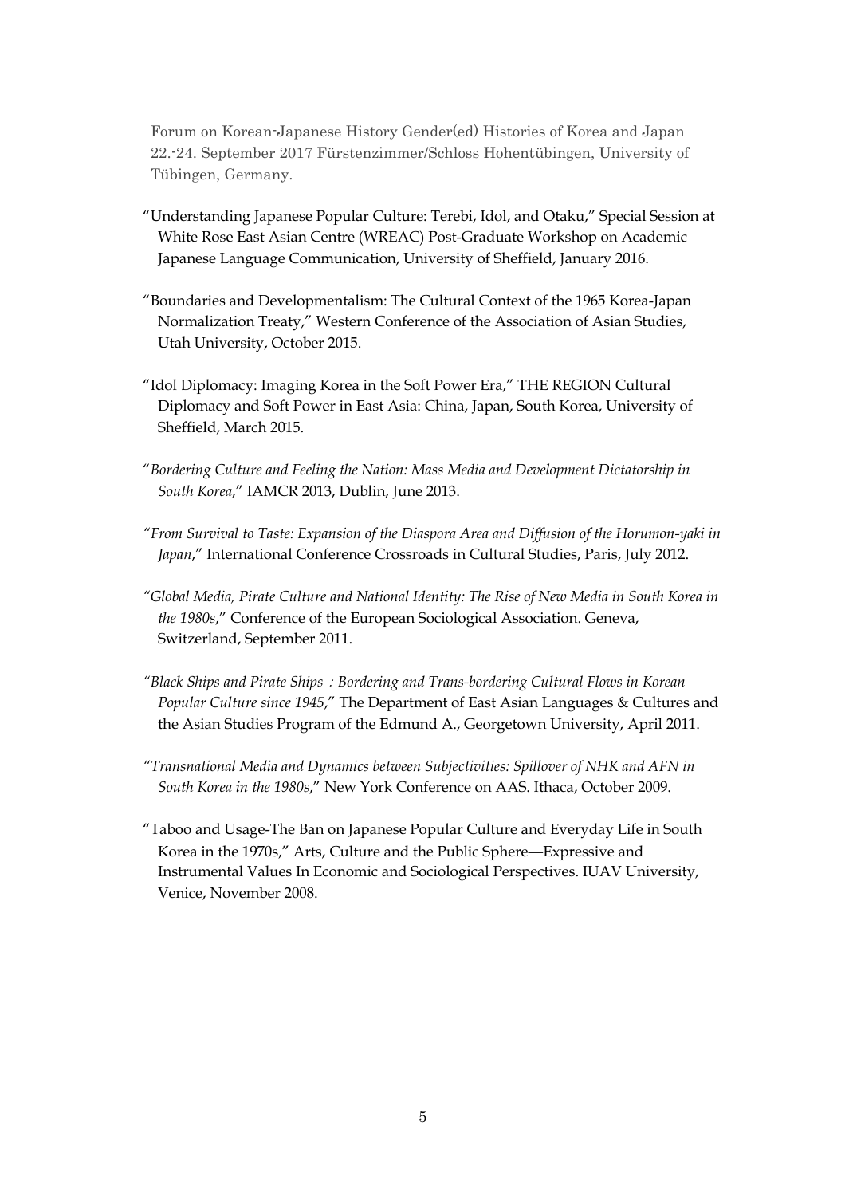Forum on Korean-Japanese History Gender(ed) Histories of Korea and Japan 22.-24. September 2017 Fürstenzimmer/Schloss Hohentübingen, University of Tübingen, Germany.

"Understanding Japanese Popular Culture: Terebi, Idol, and Otaku," Special Session at White Rose East Asian Centre (WREAC) Post-Graduate Workshop on Academic Japanese Language Communication, University of Sheffield, January 2016.

"Boundaries and Developmentalism: The Cultural Context of the 1965 Korea-Japan Normalization Treaty," Western Conference of the Association of Asian Studies, Utah University, October 2015.

"Idol Diplomacy: Imaging Korea in the Soft Power Era," THE REGION Cultural Diplomacy and Soft Power in East Asia: China, Japan, South Korea, University of Sheffield, March 2015.

"*Bordering Culture and Feeling the Nation: Mass Media and Development Dictatorship in South Korea*," IAMCR 2013, Dublin, June 2013.

*"From Survival to Taste: Expansion of the Diaspora Area and Diffusion of the Horumon-yaki in Japan*," International Conference Crossroads in Cultural Studies, Paris, July 2012.

*"Global Media, Pirate Culture and National Identity: The Rise of New Media in South Korea in the 1980s*," Conference of the European Sociological Association. Geneva, Switzerland, September 2011.

*"Black Ships and Pirate Ships : Bordering and Trans-bordering Cultural Flows in Korean Popular Culture since 1945*," The Department of East Asian Languages & Cultures and the Asian Studies Program of the Edmund A., Georgetown University, April 2011.

*"Transnational Media and Dynamics between Subjectivities: Spillover of NHK and AFN in South Korea in the 1980s*," New York Conference on AAS. Ithaca, October 2009.

"Taboo and Usage-The Ban on Japanese Popular Culture and Everyday Life in South Korea in the 1970s," Arts, Culture and the Public Sphere—Expressive and Instrumental Values In Economic and Sociological Perspectives. IUAV University, Venice, November 2008.